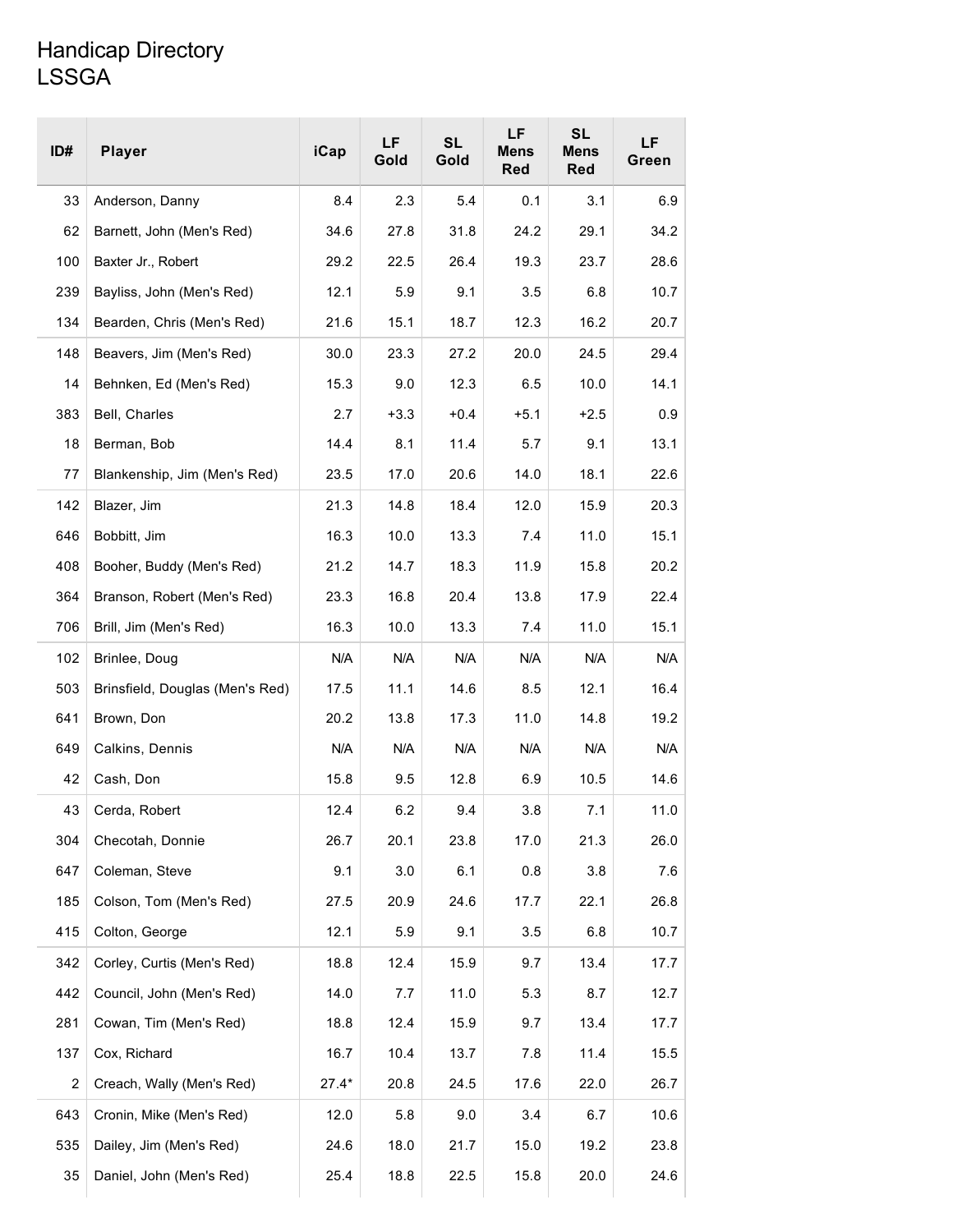# Handicap Directory
LSSGA

| ID# | Player | iCap | LF Gold | SL Gold | LF Mens Red | SL Mens Red | LF Green |
|---|---|---|---|---|---|---|---|
| 33 | Anderson, Danny | 8.4 | 2.3 | 5.4 | 0.1 | 3.1 | 6.9 |
| 62 | Barnett, John (Men's Red) | 34.6 | 27.8 | 31.8 | 24.2 | 29.1 | 34.2 |
| 100 | Baxter Jr., Robert | 29.2 | 22.5 | 26.4 | 19.3 | 23.7 | 28.6 |
| 239 | Bayliss, John (Men's Red) | 12.1 | 5.9 | 9.1 | 3.5 | 6.8 | 10.7 |
| 134 | Bearden, Chris (Men's Red) | 21.6 | 15.1 | 18.7 | 12.3 | 16.2 | 20.7 |
| 148 | Beavers, Jim (Men's Red) | 30.0 | 23.3 | 27.2 | 20.0 | 24.5 | 29.4 |
| 14 | Behnken, Ed (Men's Red) | 15.3 | 9.0 | 12.3 | 6.5 | 10.0 | 14.1 |
| 383 | Bell, Charles | 2.7 | +3.3 | +0.4 | +5.1 | +2.5 | 0.9 |
| 18 | Berman, Bob | 14.4 | 8.1 | 11.4 | 5.7 | 9.1 | 13.1 |
| 77 | Blankenship, Jim (Men's Red) | 23.5 | 17.0 | 20.6 | 14.0 | 18.1 | 22.6 |
| 142 | Blazer, Jim | 21.3 | 14.8 | 18.4 | 12.0 | 15.9 | 20.3 |
| 646 | Bobbitt, Jim | 16.3 | 10.0 | 13.3 | 7.4 | 11.0 | 15.1 |
| 408 | Booher, Buddy (Men's Red) | 21.2 | 14.7 | 18.3 | 11.9 | 15.8 | 20.2 |
| 364 | Branson, Robert (Men's Red) | 23.3 | 16.8 | 20.4 | 13.8 | 17.9 | 22.4 |
| 706 | Brill, Jim (Men's Red) | 16.3 | 10.0 | 13.3 | 7.4 | 11.0 | 15.1 |
| 102 | Brinlee, Doug | N/A | N/A | N/A | N/A | N/A | N/A |
| 503 | Brinsfield, Douglas (Men's Red) | 17.5 | 11.1 | 14.6 | 8.5 | 12.1 | 16.4 |
| 641 | Brown, Don | 20.2 | 13.8 | 17.3 | 11.0 | 14.8 | 19.2 |
| 649 | Calkins, Dennis | N/A | N/A | N/A | N/A | N/A | N/A |
| 42 | Cash, Don | 15.8 | 9.5 | 12.8 | 6.9 | 10.5 | 14.6 |
| 43 | Cerda, Robert | 12.4 | 6.2 | 9.4 | 3.8 | 7.1 | 11.0 |
| 304 | Checotah, Donnie | 26.7 | 20.1 | 23.8 | 17.0 | 21.3 | 26.0 |
| 647 | Coleman, Steve | 9.1 | 3.0 | 6.1 | 0.8 | 3.8 | 7.6 |
| 185 | Colson, Tom (Men's Red) | 27.5 | 20.9 | 24.6 | 17.7 | 22.1 | 26.8 |
| 415 | Colton, George | 12.1 | 5.9 | 9.1 | 3.5 | 6.8 | 10.7 |
| 342 | Corley, Curtis (Men's Red) | 18.8 | 12.4 | 15.9 | 9.7 | 13.4 | 17.7 |
| 442 | Council, John (Men's Red) | 14.0 | 7.7 | 11.0 | 5.3 | 8.7 | 12.7 |
| 281 | Cowan, Tim (Men's Red) | 18.8 | 12.4 | 15.9 | 9.7 | 13.4 | 17.7 |
| 137 | Cox, Richard | 16.7 | 10.4 | 13.7 | 7.8 | 11.4 | 15.5 |
| 2 | Creach, Wally (Men's Red) | 27.4* | 20.8 | 24.5 | 17.6 | 22.0 | 26.7 |
| 643 | Cronin, Mike (Men's Red) | 12.0 | 5.8 | 9.0 | 3.4 | 6.7 | 10.6 |
| 535 | Dailey, Jim (Men's Red) | 24.6 | 18.0 | 21.7 | 15.0 | 19.2 | 23.8 |
| 35 | Daniel, John (Men's Red) | 25.4 | 18.8 | 22.5 | 15.8 | 20.0 | 24.6 |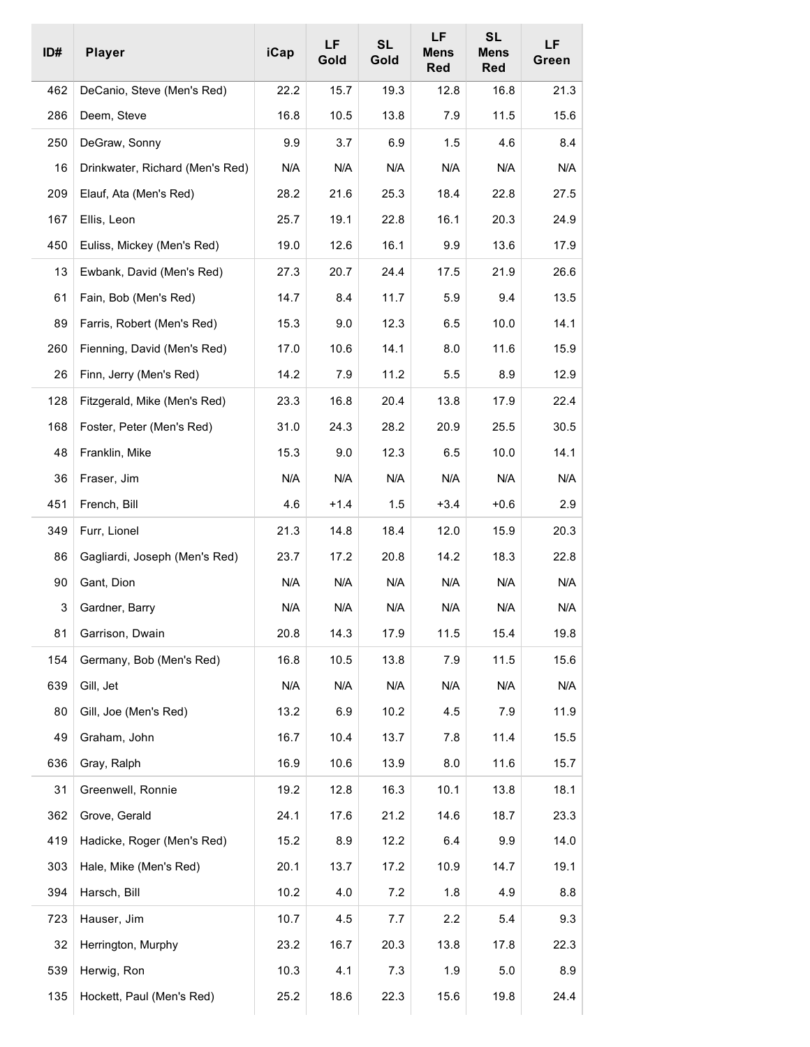| ID# | Player | iCap | LF Gold | SL Gold | LF Mens Red | SL Mens Red | LF Green |
|---|---|---|---|---|---|---|---|
| 462 | DeCanio, Steve (Men's Red) | 22.2 | 15.7 | 19.3 | 12.8 | 16.8 | 21.3 |
| 286 | Deem, Steve | 16.8 | 10.5 | 13.8 | 7.9 | 11.5 | 15.6 |
| 250 | DeGraw, Sonny | 9.9 | 3.7 | 6.9 | 1.5 | 4.6 | 8.4 |
| 16 | Drinkwater, Richard (Men's Red) | N/A | N/A | N/A | N/A | N/A | N/A |
| 209 | Elauf, Ata (Men's Red) | 28.2 | 21.6 | 25.3 | 18.4 | 22.8 | 27.5 |
| 167 | Ellis, Leon | 25.7 | 19.1 | 22.8 | 16.1 | 20.3 | 24.9 |
| 450 | Euliss, Mickey (Men's Red) | 19.0 | 12.6 | 16.1 | 9.9 | 13.6 | 17.9 |
| 13 | Ewbank, David (Men's Red) | 27.3 | 20.7 | 24.4 | 17.5 | 21.9 | 26.6 |
| 61 | Fain, Bob (Men's Red) | 14.7 | 8.4 | 11.7 | 5.9 | 9.4 | 13.5 |
| 89 | Farris, Robert (Men's Red) | 15.3 | 9.0 | 12.3 | 6.5 | 10.0 | 14.1 |
| 260 | Fienning, David (Men's Red) | 17.0 | 10.6 | 14.1 | 8.0 | 11.6 | 15.9 |
| 26 | Finn, Jerry (Men's Red) | 14.2 | 7.9 | 11.2 | 5.5 | 8.9 | 12.9 |
| 128 | Fitzgerald, Mike (Men's Red) | 23.3 | 16.8 | 20.4 | 13.8 | 17.9 | 22.4 |
| 168 | Foster, Peter (Men's Red) | 31.0 | 24.3 | 28.2 | 20.9 | 25.5 | 30.5 |
| 48 | Franklin, Mike | 15.3 | 9.0 | 12.3 | 6.5 | 10.0 | 14.1 |
| 36 | Fraser, Jim | N/A | N/A | N/A | N/A | N/A | N/A |
| 451 | French, Bill | 4.6 | +1.4 | 1.5 | +3.4 | +0.6 | 2.9 |
| 349 | Furr, Lionel | 21.3 | 14.8 | 18.4 | 12.0 | 15.9 | 20.3 |
| 86 | Gagliardi, Joseph (Men's Red) | 23.7 | 17.2 | 20.8 | 14.2 | 18.3 | 22.8 |
| 90 | Gant, Dion | N/A | N/A | N/A | N/A | N/A | N/A |
| 3 | Gardner, Barry | N/A | N/A | N/A | N/A | N/A | N/A |
| 81 | Garrison, Dwain | 20.8 | 14.3 | 17.9 | 11.5 | 15.4 | 19.8 |
| 154 | Germany, Bob (Men's Red) | 16.8 | 10.5 | 13.8 | 7.9 | 11.5 | 15.6 |
| 639 | Gill, Jet | N/A | N/A | N/A | N/A | N/A | N/A |
| 80 | Gill, Joe (Men's Red) | 13.2 | 6.9 | 10.2 | 4.5 | 7.9 | 11.9 |
| 49 | Graham, John | 16.7 | 10.4 | 13.7 | 7.8 | 11.4 | 15.5 |
| 636 | Gray, Ralph | 16.9 | 10.6 | 13.9 | 8.0 | 11.6 | 15.7 |
| 31 | Greenwell, Ronnie | 19.2 | 12.8 | 16.3 | 10.1 | 13.8 | 18.1 |
| 362 | Grove, Gerald | 24.1 | 17.6 | 21.2 | 14.6 | 18.7 | 23.3 |
| 419 | Hadicke, Roger (Men's Red) | 15.2 | 8.9 | 12.2 | 6.4 | 9.9 | 14.0 |
| 303 | Hale, Mike (Men's Red) | 20.1 | 13.7 | 17.2 | 10.9 | 14.7 | 19.1 |
| 394 | Harsch, Bill | 10.2 | 4.0 | 7.2 | 1.8 | 4.9 | 8.8 |
| 723 | Hauser, Jim | 10.7 | 4.5 | 7.7 | 2.2 | 5.4 | 9.3 |
| 32 | Herrington, Murphy | 23.2 | 16.7 | 20.3 | 13.8 | 17.8 | 22.3 |
| 539 | Herwig, Ron | 10.3 | 4.1 | 7.3 | 1.9 | 5.0 | 8.9 |
| 135 | Hockett, Paul (Men's Red) | 25.2 | 18.6 | 22.3 | 15.6 | 19.8 | 24.4 |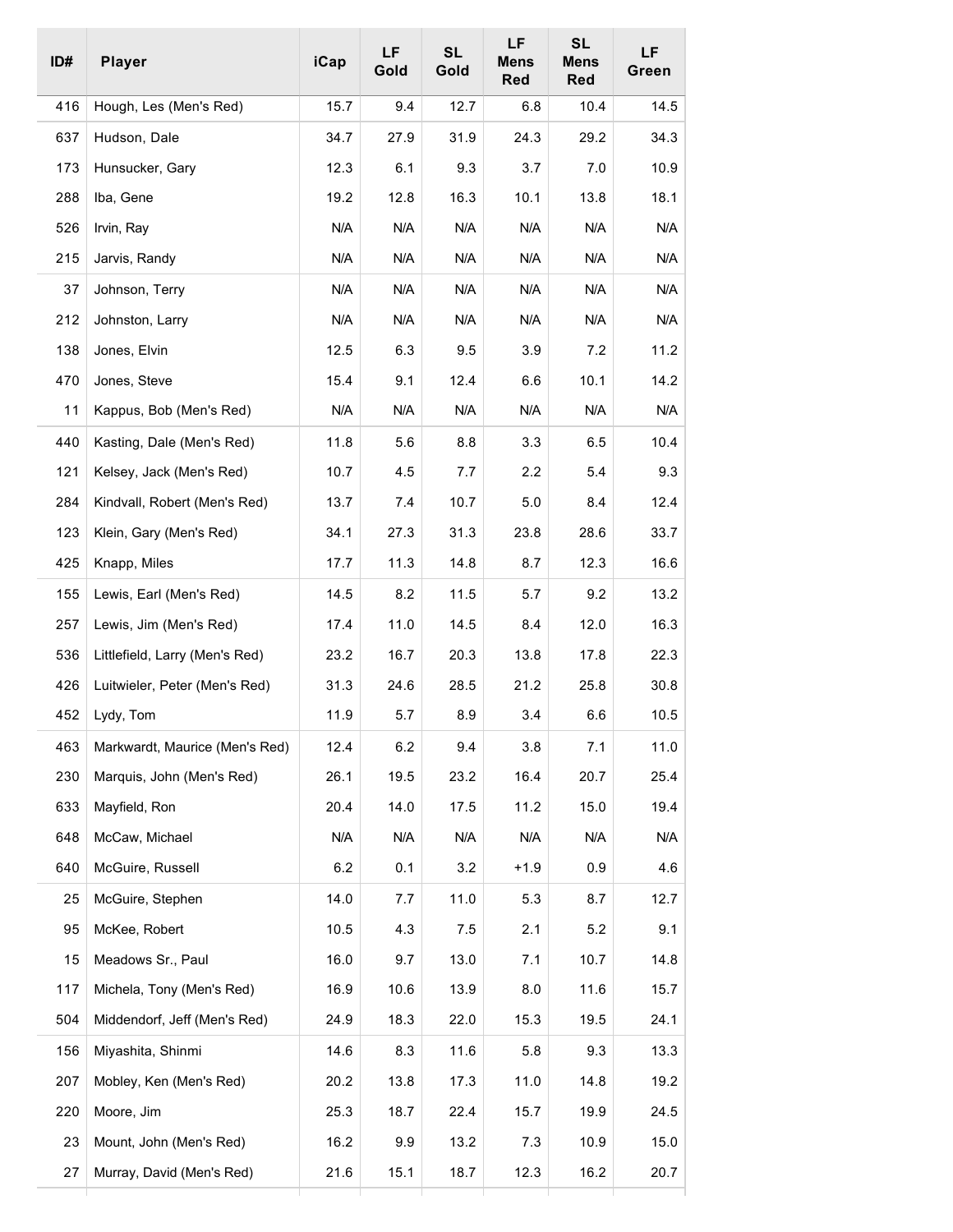| ID# | Player | iCap | LF Gold | SL Gold | LF Mens Red | SL Mens Red | LF Green |
|---|---|---|---|---|---|---|---|
| 416 | Hough, Les (Men's Red) | 15.7 | 9.4 | 12.7 | 6.8 | 10.4 | 14.5 |
| 637 | Hudson, Dale | 34.7 | 27.9 | 31.9 | 24.3 | 29.2 | 34.3 |
| 173 | Hunsucker, Gary | 12.3 | 6.1 | 9.3 | 3.7 | 7.0 | 10.9 |
| 288 | Iba, Gene | 19.2 | 12.8 | 16.3 | 10.1 | 13.8 | 18.1 |
| 526 | Irvin, Ray | N/A | N/A | N/A | N/A | N/A | N/A |
| 215 | Jarvis, Randy | N/A | N/A | N/A | N/A | N/A | N/A |
| 37 | Johnson, Terry | N/A | N/A | N/A | N/A | N/A | N/A |
| 212 | Johnston, Larry | N/A | N/A | N/A | N/A | N/A | N/A |
| 138 | Jones, Elvin | 12.5 | 6.3 | 9.5 | 3.9 | 7.2 | 11.2 |
| 470 | Jones, Steve | 15.4 | 9.1 | 12.4 | 6.6 | 10.1 | 14.2 |
| 11 | Kappus, Bob (Men's Red) | N/A | N/A | N/A | N/A | N/A | N/A |
| 440 | Kasting, Dale (Men's Red) | 11.8 | 5.6 | 8.8 | 3.3 | 6.5 | 10.4 |
| 121 | Kelsey, Jack (Men's Red) | 10.7 | 4.5 | 7.7 | 2.2 | 5.4 | 9.3 |
| 284 | Kindvall, Robert (Men's Red) | 13.7 | 7.4 | 10.7 | 5.0 | 8.4 | 12.4 |
| 123 | Klein, Gary (Men's Red) | 34.1 | 27.3 | 31.3 | 23.8 | 28.6 | 33.7 |
| 425 | Knapp, Miles | 17.7 | 11.3 | 14.8 | 8.7 | 12.3 | 16.6 |
| 155 | Lewis, Earl (Men's Red) | 14.5 | 8.2 | 11.5 | 5.7 | 9.2 | 13.2 |
| 257 | Lewis, Jim (Men's Red) | 17.4 | 11.0 | 14.5 | 8.4 | 12.0 | 16.3 |
| 536 | Littlefield, Larry (Men's Red) | 23.2 | 16.7 | 20.3 | 13.8 | 17.8 | 22.3 |
| 426 | Luitwieler, Peter (Men's Red) | 31.3 | 24.6 | 28.5 | 21.2 | 25.8 | 30.8 |
| 452 | Lydy, Tom | 11.9 | 5.7 | 8.9 | 3.4 | 6.6 | 10.5 |
| 463 | Markwardt, Maurice (Men's Red) | 12.4 | 6.2 | 9.4 | 3.8 | 7.1 | 11.0 |
| 230 | Marquis, John (Men's Red) | 26.1 | 19.5 | 23.2 | 16.4 | 20.7 | 25.4 |
| 633 | Mayfield, Ron | 20.4 | 14.0 | 17.5 | 11.2 | 15.0 | 19.4 |
| 648 | McCaw, Michael | N/A | N/A | N/A | N/A | N/A | N/A |
| 640 | McGuire, Russell | 6.2 | 0.1 | 3.2 | +1.9 | 0.9 | 4.6 |
| 25 | McGuire, Stephen | 14.0 | 7.7 | 11.0 | 5.3 | 8.7 | 12.7 |
| 95 | McKee, Robert | 10.5 | 4.3 | 7.5 | 2.1 | 5.2 | 9.1 |
| 15 | Meadows Sr., Paul | 16.0 | 9.7 | 13.0 | 7.1 | 10.7 | 14.8 |
| 117 | Michela, Tony (Men's Red) | 16.9 | 10.6 | 13.9 | 8.0 | 11.6 | 15.7 |
| 504 | Middendorf, Jeff (Men's Red) | 24.9 | 18.3 | 22.0 | 15.3 | 19.5 | 24.1 |
| 156 | Miyashita, Shinmi | 14.6 | 8.3 | 11.6 | 5.8 | 9.3 | 13.3 |
| 207 | Mobley, Ken (Men's Red) | 20.2 | 13.8 | 17.3 | 11.0 | 14.8 | 19.2 |
| 220 | Moore, Jim | 25.3 | 18.7 | 22.4 | 15.7 | 19.9 | 24.5 |
| 23 | Mount, John (Men's Red) | 16.2 | 9.9 | 13.2 | 7.3 | 10.9 | 15.0 |
| 27 | Murray, David (Men's Red) | 21.6 | 15.1 | 18.7 | 12.3 | 16.2 | 20.7 |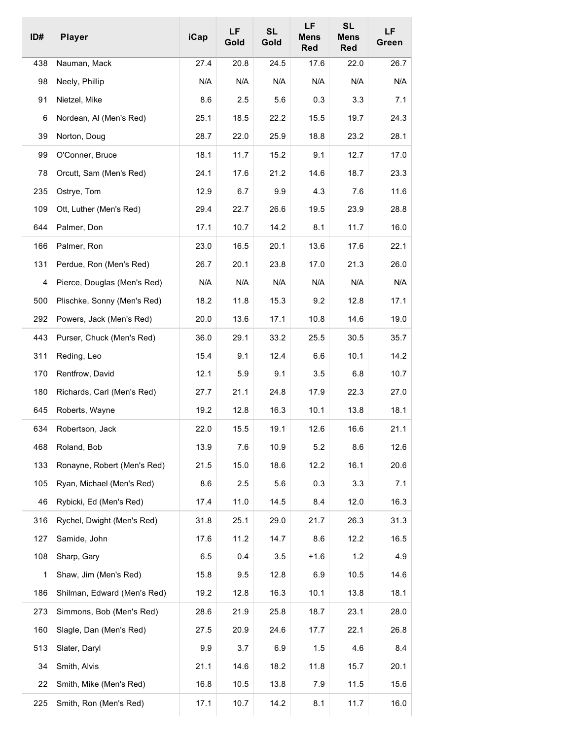| ID# | Player | iCap | LF Gold | SL Gold | LF Mens Red | SL Mens Red | LF Green |
|---|---|---|---|---|---|---|---|
| 438 | Nauman, Mack | 27.4 | 20.8 | 24.5 | 17.6 | 22.0 | 26.7 |
| 98 | Neely, Phillip | N/A | N/A | N/A | N/A | N/A | N/A |
| 91 | Nietzel, Mike | 8.6 | 2.5 | 5.6 | 0.3 | 3.3 | 7.1 |
| 6 | Nordean, Al (Men's Red) | 25.1 | 18.5 | 22.2 | 15.5 | 19.7 | 24.3 |
| 39 | Norton, Doug | 28.7 | 22.0 | 25.9 | 18.8 | 23.2 | 28.1 |
| 99 | O'Conner, Bruce | 18.1 | 11.7 | 15.2 | 9.1 | 12.7 | 17.0 |
| 78 | Orcutt, Sam (Men's Red) | 24.1 | 17.6 | 21.2 | 14.6 | 18.7 | 23.3 |
| 235 | Ostrye, Tom | 12.9 | 6.7 | 9.9 | 4.3 | 7.6 | 11.6 |
| 109 | Ott, Luther (Men's Red) | 29.4 | 22.7 | 26.6 | 19.5 | 23.9 | 28.8 |
| 644 | Palmer, Don | 17.1 | 10.7 | 14.2 | 8.1 | 11.7 | 16.0 |
| 166 | Palmer, Ron | 23.0 | 16.5 | 20.1 | 13.6 | 17.6 | 22.1 |
| 131 | Perdue, Ron (Men's Red) | 26.7 | 20.1 | 23.8 | 17.0 | 21.3 | 26.0 |
| 4 | Pierce, Douglas (Men's Red) | N/A | N/A | N/A | N/A | N/A | N/A |
| 500 | Plischke, Sonny (Men's Red) | 18.2 | 11.8 | 15.3 | 9.2 | 12.8 | 17.1 |
| 292 | Powers, Jack (Men's Red) | 20.0 | 13.6 | 17.1 | 10.8 | 14.6 | 19.0 |
| 443 | Purser, Chuck (Men's Red) | 36.0 | 29.1 | 33.2 | 25.5 | 30.5 | 35.7 |
| 311 | Reding, Leo | 15.4 | 9.1 | 12.4 | 6.6 | 10.1 | 14.2 |
| 170 | Rentfrow, David | 12.1 | 5.9 | 9.1 | 3.5 | 6.8 | 10.7 |
| 180 | Richards, Carl (Men's Red) | 27.7 | 21.1 | 24.8 | 17.9 | 22.3 | 27.0 |
| 645 | Roberts, Wayne | 19.2 | 12.8 | 16.3 | 10.1 | 13.8 | 18.1 |
| 634 | Robertson, Jack | 22.0 | 15.5 | 19.1 | 12.6 | 16.6 | 21.1 |
| 468 | Roland, Bob | 13.9 | 7.6 | 10.9 | 5.2 | 8.6 | 12.6 |
| 133 | Ronayne, Robert (Men's Red) | 21.5 | 15.0 | 18.6 | 12.2 | 16.1 | 20.6 |
| 105 | Ryan, Michael (Men's Red) | 8.6 | 2.5 | 5.6 | 0.3 | 3.3 | 7.1 |
| 46 | Rybicki, Ed (Men's Red) | 17.4 | 11.0 | 14.5 | 8.4 | 12.0 | 16.3 |
| 316 | Rychel, Dwight (Men's Red) | 31.8 | 25.1 | 29.0 | 21.7 | 26.3 | 31.3 |
| 127 | Samide, John | 17.6 | 11.2 | 14.7 | 8.6 | 12.2 | 16.5 |
| 108 | Sharp, Gary | 6.5 | 0.4 | 3.5 | +1.6 | 1.2 | 4.9 |
| 1 | Shaw, Jim (Men's Red) | 15.8 | 9.5 | 12.8 | 6.9 | 10.5 | 14.6 |
| 186 | Shilman, Edward (Men's Red) | 19.2 | 12.8 | 16.3 | 10.1 | 13.8 | 18.1 |
| 273 | Simmons, Bob (Men's Red) | 28.6 | 21.9 | 25.8 | 18.7 | 23.1 | 28.0 |
| 160 | Slagle, Dan (Men's Red) | 27.5 | 20.9 | 24.6 | 17.7 | 22.1 | 26.8 |
| 513 | Slater, Daryl | 9.9 | 3.7 | 6.9 | 1.5 | 4.6 | 8.4 |
| 34 | Smith, Alvis | 21.1 | 14.6 | 18.2 | 11.8 | 15.7 | 20.1 |
| 22 | Smith, Mike (Men's Red) | 16.8 | 10.5 | 13.8 | 7.9 | 11.5 | 15.6 |
| 225 | Smith, Ron (Men's Red) | 17.1 | 10.7 | 14.2 | 8.1 | 11.7 | 16.0 |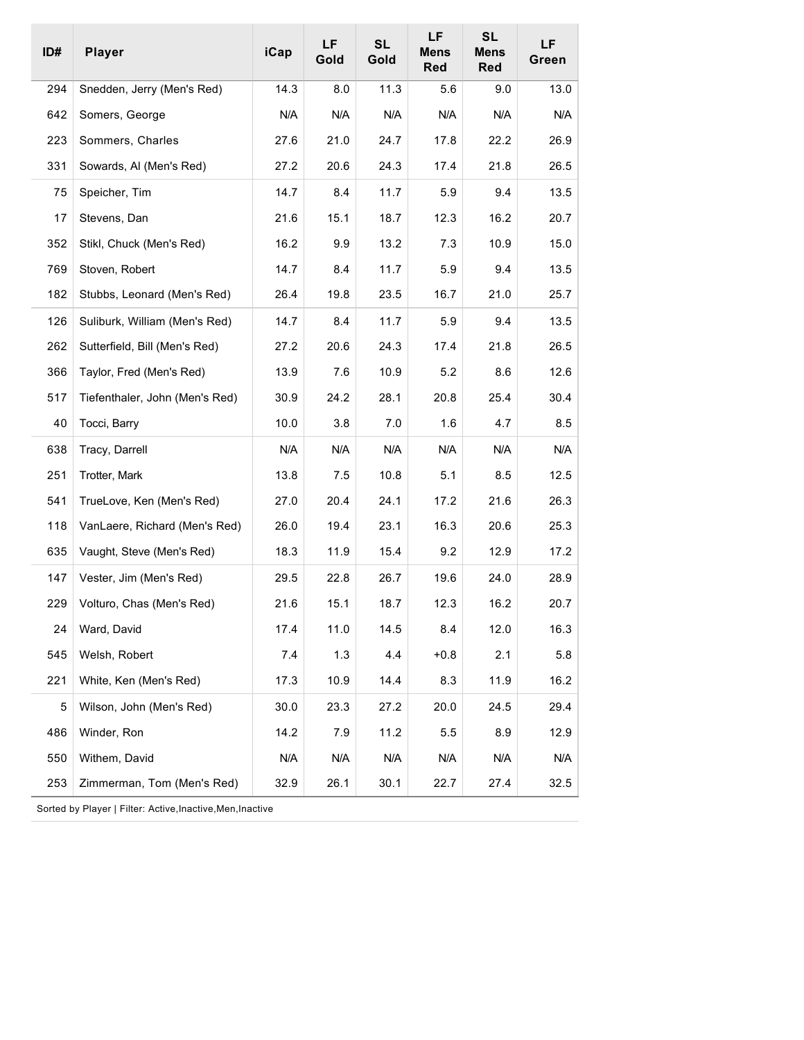| ID# | Player | iCap | LF Gold | SL Gold | LF Mens Red | SL Mens Red | LF Green |
|---|---|---|---|---|---|---|---|
| 294 | Snedden, Jerry (Men's Red) | 14.3 | 8.0 | 11.3 | 5.6 | 9.0 | 13.0 |
| 642 | Somers, George | N/A | N/A | N/A | N/A | N/A | N/A |
| 223 | Sommers, Charles | 27.6 | 21.0 | 24.7 | 17.8 | 22.2 | 26.9 |
| 331 | Sowards, Al (Men's Red) | 27.2 | 20.6 | 24.3 | 17.4 | 21.8 | 26.5 |
| 75 | Speicher, Tim | 14.7 | 8.4 | 11.7 | 5.9 | 9.4 | 13.5 |
| 17 | Stevens, Dan | 21.6 | 15.1 | 18.7 | 12.3 | 16.2 | 20.7 |
| 352 | Stikl, Chuck (Men's Red) | 16.2 | 9.9 | 13.2 | 7.3 | 10.9 | 15.0 |
| 769 | Stoven, Robert | 14.7 | 8.4 | 11.7 | 5.9 | 9.4 | 13.5 |
| 182 | Stubbs, Leonard (Men's Red) | 26.4 | 19.8 | 23.5 | 16.7 | 21.0 | 25.7 |
| 126 | Suliburk, William (Men's Red) | 14.7 | 8.4 | 11.7 | 5.9 | 9.4 | 13.5 |
| 262 | Sutterfield, Bill (Men's Red) | 27.2 | 20.6 | 24.3 | 17.4 | 21.8 | 26.5 |
| 366 | Taylor, Fred (Men's Red) | 13.9 | 7.6 | 10.9 | 5.2 | 8.6 | 12.6 |
| 517 | Tiefenthaler, John (Men's Red) | 30.9 | 24.2 | 28.1 | 20.8 | 25.4 | 30.4 |
| 40 | Tocci, Barry | 10.0 | 3.8 | 7.0 | 1.6 | 4.7 | 8.5 |
| 638 | Tracy, Darrell | N/A | N/A | N/A | N/A | N/A | N/A |
| 251 | Trotter, Mark | 13.8 | 7.5 | 10.8 | 5.1 | 8.5 | 12.5 |
| 541 | TrueLove, Ken (Men's Red) | 27.0 | 20.4 | 24.1 | 17.2 | 21.6 | 26.3 |
| 118 | VanLaere, Richard (Men's Red) | 26.0 | 19.4 | 23.1 | 16.3 | 20.6 | 25.3 |
| 635 | Vaught, Steve (Men's Red) | 18.3 | 11.9 | 15.4 | 9.2 | 12.9 | 17.2 |
| 147 | Vester, Jim (Men's Red) | 29.5 | 22.8 | 26.7 | 19.6 | 24.0 | 28.9 |
| 229 | Volturo, Chas (Men's Red) | 21.6 | 15.1 | 18.7 | 12.3 | 16.2 | 20.7 |
| 24 | Ward, David | 17.4 | 11.0 | 14.5 | 8.4 | 12.0 | 16.3 |
| 545 | Welsh, Robert | 7.4 | 1.3 | 4.4 | +0.8 | 2.1 | 5.8 |
| 221 | White, Ken (Men's Red) | 17.3 | 10.9 | 14.4 | 8.3 | 11.9 | 16.2 |
| 5 | Wilson, John (Men's Red) | 30.0 | 23.3 | 27.2 | 20.0 | 24.5 | 29.4 |
| 486 | Winder, Ron | 14.2 | 7.9 | 11.2 | 5.5 | 8.9 | 12.9 |
| 550 | Withem, David | N/A | N/A | N/A | N/A | N/A | N/A |
| 253 | Zimmerman, Tom (Men's Red) | 32.9 | 26.1 | 30.1 | 22.7 | 27.4 | 32.5 |

Sorted by Player | Filter: Active,Inactive,Men,Inactive